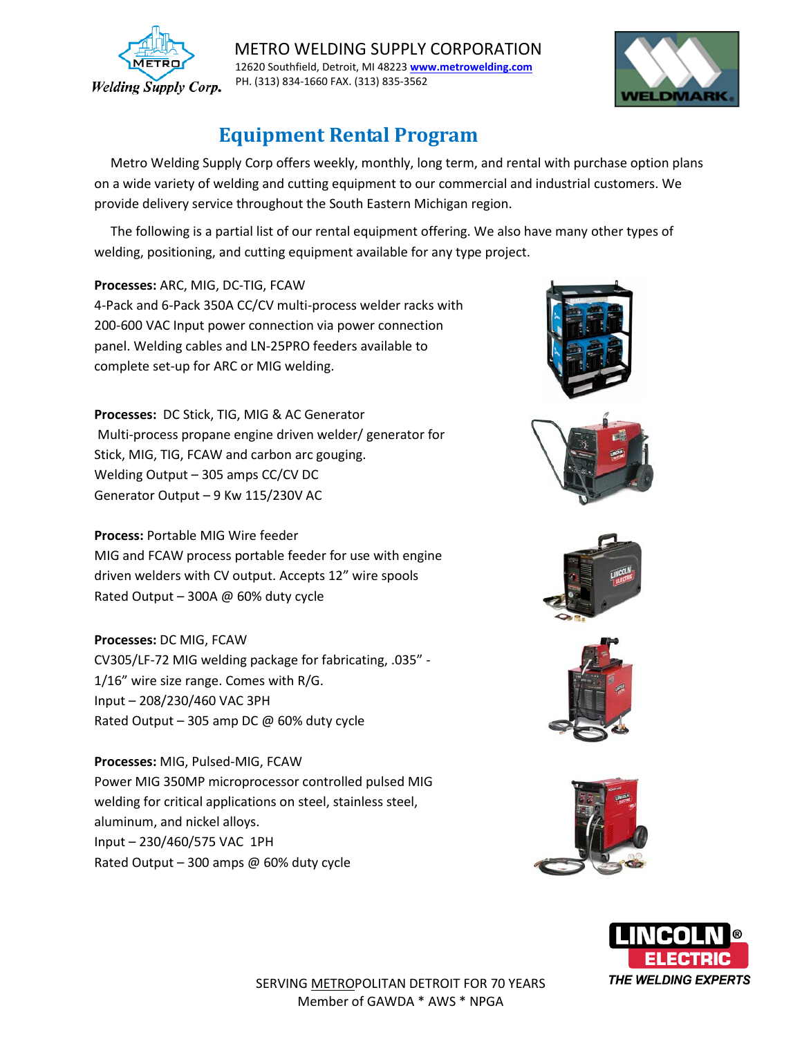METRO WELDING SUPPLY CORPORATION
12620 Southfield, Detroit, MI 48223 www.metrowelding.com
PH. (313) 834-1660 FAX. (313) 835-3562

# Equipment Rental Program

Metro Welding Supply Corp offers weekly, monthly, long term, and rental with purchase option plans on a wide variety of welding and cutting equipment to our commercial and industrial customers. We provide delivery service throughout the South Eastern Michigan region.

The following is a partial list of our rental equipment offering. We also have many other types of welding, positioning, and cutting equipment available for any type project.

**Processes:** ARC, MIG, DC-TIG, FCAW
4-Pack and 6-Pack 350A CC/CV multi-process welder racks with 200-600 VAC Input power connection via power connection panel. Welding cables and LN-25PRO feeders available to complete set-up for ARC or MIG welding.

**Processes:** DC Stick, TIG, MIG & AC Generator
Multi-process propane engine driven welder/ generator for Stick, MIG, TIG, FCAW and carbon arc gouging.
Welding Output – 305 amps CC/CV DC
Generator Output – 9 Kw 115/230V AC

**Process:** Portable MIG Wire feeder
MIG and FCAW process portable feeder for use with engine driven welders with CV output. Accepts 12" wire spools
Rated Output – 300A @ 60% duty cycle

**Processes:** DC MIG, FCAW
CV305/LF-72 MIG welding package for fabricating, .035" - 1/16" wire size range. Comes with R/G.
Input – 208/230/460 VAC 3PH
Rated Output – 305 amp DC @ 60% duty cycle

**Processes:** MIG, Pulsed-MIG, FCAW
Power MIG 350MP microprocessor controlled pulsed MIG welding for critical applications on steel, stainless steel, aluminum, and nickel alloys.
Input – 230/460/575 VAC 1PH
Rated Output – 300 amps @ 60% duty cycle

SERVING METROPOLITAN DETROIT FOR 70 YEARS
Member of GAWDA * AWS * NPGA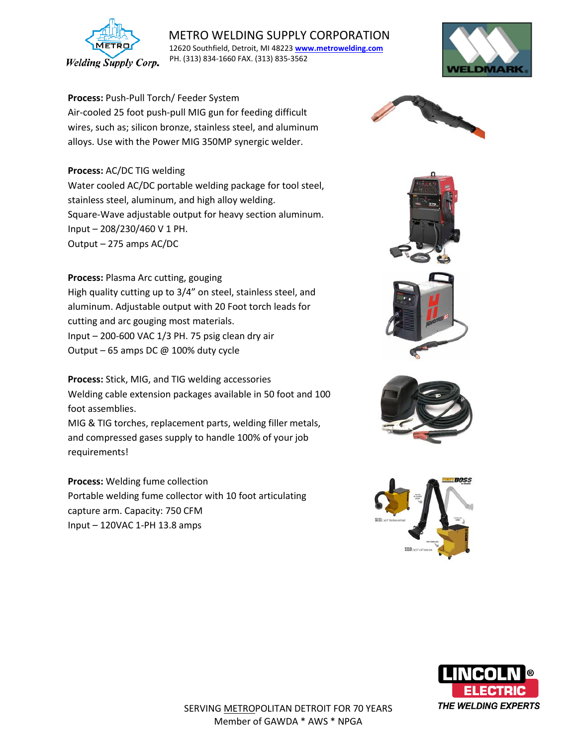# METRO WELDING SUPPLY CORPORATION

12620 Southfield, Detroit, MI 48223 www.metrowelding.com
PH. (313) 834-1660 FAX. (313) 835-3562

**Process:** Push-Pull Torch/ Feeder System
Air-cooled 25 foot push-pull MIG gun for feeding difficult wires, such as; silicon bronze, stainless steel, and aluminum alloys. Use with the Power MIG 350MP synergic welder.

**Process:** AC/DC TIG welding
Water cooled AC/DC portable welding package for tool steel, stainless steel, aluminum, and high alloy welding.
Square-Wave adjustable output for heavy section aluminum.
Input – 208/230/460 V 1 PH.
Output – 275 amps AC/DC

**Process:** Plasma Arc cutting, gouging
High quality cutting up to 3/4" on steel, stainless steel, and aluminum. Adjustable output with 20 Foot torch leads for cutting and arc gouging most materials.
Input – 200-600 VAC 1/3 PH. 75 psig clean dry air
Output – 65 amps DC @ 100% duty cycle

**Process:** Stick, MIG, and TIG welding accessories
Welding cable extension packages available in 50 foot and 100 foot assemblies.
MIG & TIG torches, replacement parts, welding filler metals, and compressed gases supply to handle 100% of your job requirements!

**Process:** Welding fume collection
Portable welding fume collector with 10 foot articulating capture arm. Capacity: 750 CFM
Input – 120VAC 1-PH 13.8 amps

SERVING METROPOLITAN DETROIT FOR 70 YEARS
Member of GAWDA * AWS * NPGA